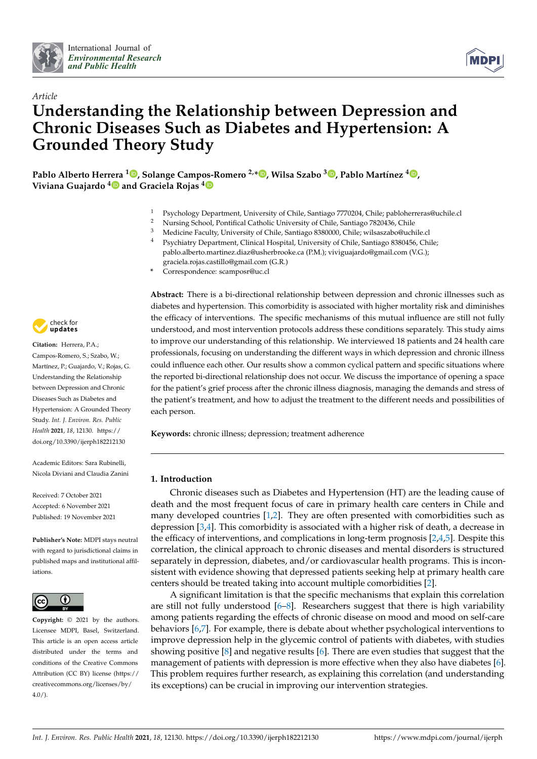International Journal of *Environmental Research and Public Health*

*Article*

# Understanding the Relationship between Depression and Chronic Diseases Such as Diabetes and Hypertension: A Grounded Theory Study

**Pablo Alberto Herrera [1], Solange Campos-Romero [2,*], Wilsa Szabo [3], Pablo Martínez [4], Viviana Guajardo [4] and Graciela Rojas [4]**

1 Psychology Department, University of Chile, Santiago 7770204, Chile; pabloherreras@uchile.cl
2 Nursing School, Pontifical Catholic University of Chile, Santiago 7820436, Chile
3 Medicine Faculty, University of Chile, Santiago 8380000, Chile; wilsaszabo@uchile.cl
4 Psychiatry Department, Clinical Hospital, University of Chile, Santiago 8380456, Chile; pablo.alberto.martinez.diaz@usherbrooke.ca (P.M.); viviguajardo@gmail.com (V.G.); graciela.rojas.castillo@gmail.com (G.R.)
* Correspondence: scamposr@uc.cl

**Abstract:** There is a bi-directional relationship between depression and chronic illnesses such as diabetes and hypertension. This comorbidity is associated with higher mortality risk and diminishes the efficacy of interventions. The specific mechanisms of this mutual influence are still not fully understood, and most intervention protocols address these conditions separately. This study aims to improve our understanding of this relationship. We interviewed 18 patients and 24 health care professionals, focusing on understanding the different ways in which depression and chronic illness could influence each other. Our results show a common cyclical pattern and specific situations where the reported bi-directional relationship does not occur. We discuss the importance of opening a space for the patient's grief process after the chronic illness diagnosis, managing the demands and stress of the patient's treatment, and how to adjust the treatment to the different needs and possibilities of each person.

**Keywords:** chronic illness; depression; treatment adherence

**Citation:** Herrera, P.A.; Campos-Romero, S.; Szabo, W.; Martínez, P.; Guajardo, V.; Rojas, G. Understanding the Relationship between Depression and Chronic Diseases Such as Diabetes and Hypertension: A Grounded Theory Study. *Int. J. Environ. Res. Public Health* **2021**, *18*, 12130. https://doi.org/10.3390/ijerph182212130

Academic Editors: Sara Rubinelli, Nicola Diviani and Claudia Zanini

Received: 7 October 2021
Accepted: 6 November 2021
Published: 19 November 2021

**Publisher's Note:** MDPI stays neutral with regard to jurisdictional claims in published maps and institutional affiliations.

**Copyright:** © 2021 by the authors. Licensee MDPI, Basel, Switzerland. This article is an open access article distributed under the terms and conditions of the Creative Commons Attribution (CC BY) license (https://creativecommons.org/licenses/by/4.0/).

## 1. Introduction

Chronic diseases such as Diabetes and Hypertension (HT) are the leading cause of death and the most frequent focus of care in primary health care centers in Chile and many developed countries [1,2]. They are often presented with comorbidities such as depression [3,4]. This comorbidity is associated with a higher risk of death, a decrease in the efficacy of interventions, and complications in long-term prognosis [2,4,5]. Despite this correlation, the clinical approach to chronic diseases and mental disorders is structured separately in depression, diabetes, and/or cardiovascular health programs. This is inconsistent with evidence showing that depressed patients seeking help at primary health care centers should be treated taking into account multiple comorbidities [2].

A significant limitation is that the specific mechanisms that explain this correlation are still not fully understood [6–8]. Researchers suggest that there is high variability among patients regarding the effects of chronic disease on mood and mood on self-care behaviors [6,7]. For example, there is debate about whether psychological interventions to improve depression help in the glycemic control of patients with diabetes, with studies showing positive [8] and negative results [6]. There are even studies that suggest that the management of patients with depression is more effective when they also have diabetes [6]. This problem requires further research, as explaining this correlation (and understanding its exceptions) can be crucial in improving our intervention strategies.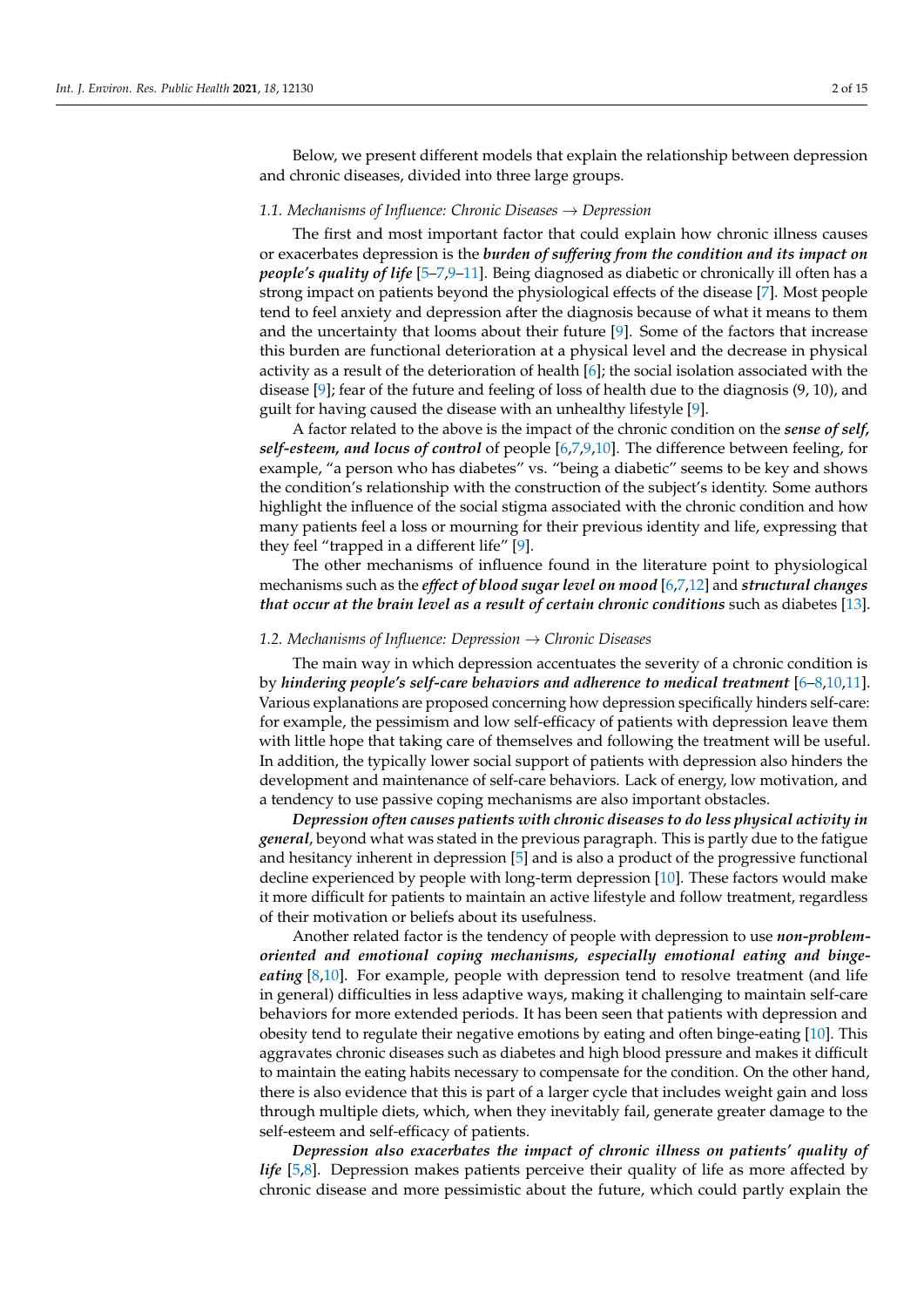Below, we present different models that explain the relationship between depression and chronic diseases, divided into three large groups.

### 1.1. Mechanisms of Influence: Chronic Diseases → Depression

The first and most important factor that could explain how chronic illness causes or exacerbates depression is the ***burden of suffering from the condition and its impact on people's quality of life*** [5–7,9–11]. Being diagnosed as diabetic or chronically ill often has a strong impact on patients beyond the physiological effects of the disease [7]. Most people tend to feel anxiety and depression after the diagnosis because of what it means to them and the uncertainty that looms about their future [9]. Some of the factors that increase this burden are functional deterioration at a physical level and the decrease in physical activity as a result of the deterioration of health [6]; the social isolation associated with the disease [9]; fear of the future and feeling of loss of health due to the diagnosis (9, 10), and guilt for having caused the disease with an unhealthy lifestyle [9].

A factor related to the above is the impact of the chronic condition on the ***sense of self, self-esteem, and locus of control*** of people [6,7,9,10]. The difference between feeling, for example, "a person who has diabetes" vs. "being a diabetic" seems to be key and shows the condition's relationship with the construction of the subject's identity. Some authors highlight the influence of the social stigma associated with the chronic condition and how many patients feel a loss or mourning for their previous identity and life, expressing that they feel "trapped in a different life" [9].

The other mechanisms of influence found in the literature point to physiological mechanisms such as the ***effect of blood sugar level on mood*** [6,7,12] and ***structural changes that occur at the brain level as a result of certain chronic conditions*** such as diabetes [13].

### 1.2. Mechanisms of Influence: Depression → Chronic Diseases

The main way in which depression accentuates the severity of a chronic condition is by ***hindering people's self-care behaviors and adherence to medical treatment*** [6–8,10,11]. Various explanations are proposed concerning how depression specifically hinders self-care: for example, the pessimism and low self-efficacy of patients with depression leave them with little hope that taking care of themselves and following the treatment will be useful. In addition, the typically lower social support of patients with depression also hinders the development and maintenance of self-care behaviors. Lack of energy, low motivation, and a tendency to use passive coping mechanisms are also important obstacles.

***Depression often causes patients with chronic diseases to do less physical activity in general***, beyond what was stated in the previous paragraph. This is partly due to the fatigue and hesitancy inherent in depression [5] and is also a product of the progressive functional decline experienced by people with long-term depression [10]. These factors would make it more difficult for patients to maintain an active lifestyle and follow treatment, regardless of their motivation or beliefs about its usefulness.

Another related factor is the tendency of people with depression to use ***non-problem-oriented and emotional coping mechanisms, especially emotional eating and binge-eating*** [8,10]. For example, people with depression tend to resolve treatment (and life in general) difficulties in less adaptive ways, making it challenging to maintain self-care behaviors for more extended periods. It has been seen that patients with depression and obesity tend to regulate their negative emotions by eating and often binge-eating [10]. This aggravates chronic diseases such as diabetes and high blood pressure and makes it difficult to maintain the eating habits necessary to compensate for the condition. On the other hand, there is also evidence that this is part of a larger cycle that includes weight gain and loss through multiple diets, which, when they inevitably fail, generate greater damage to the self-esteem and self-efficacy of patients.

***Depression also exacerbates the impact of chronic illness on patients' quality of life*** [5,8]. Depression makes patients perceive their quality of life as more affected by chronic disease and more pessimistic about the future, which could partly explain the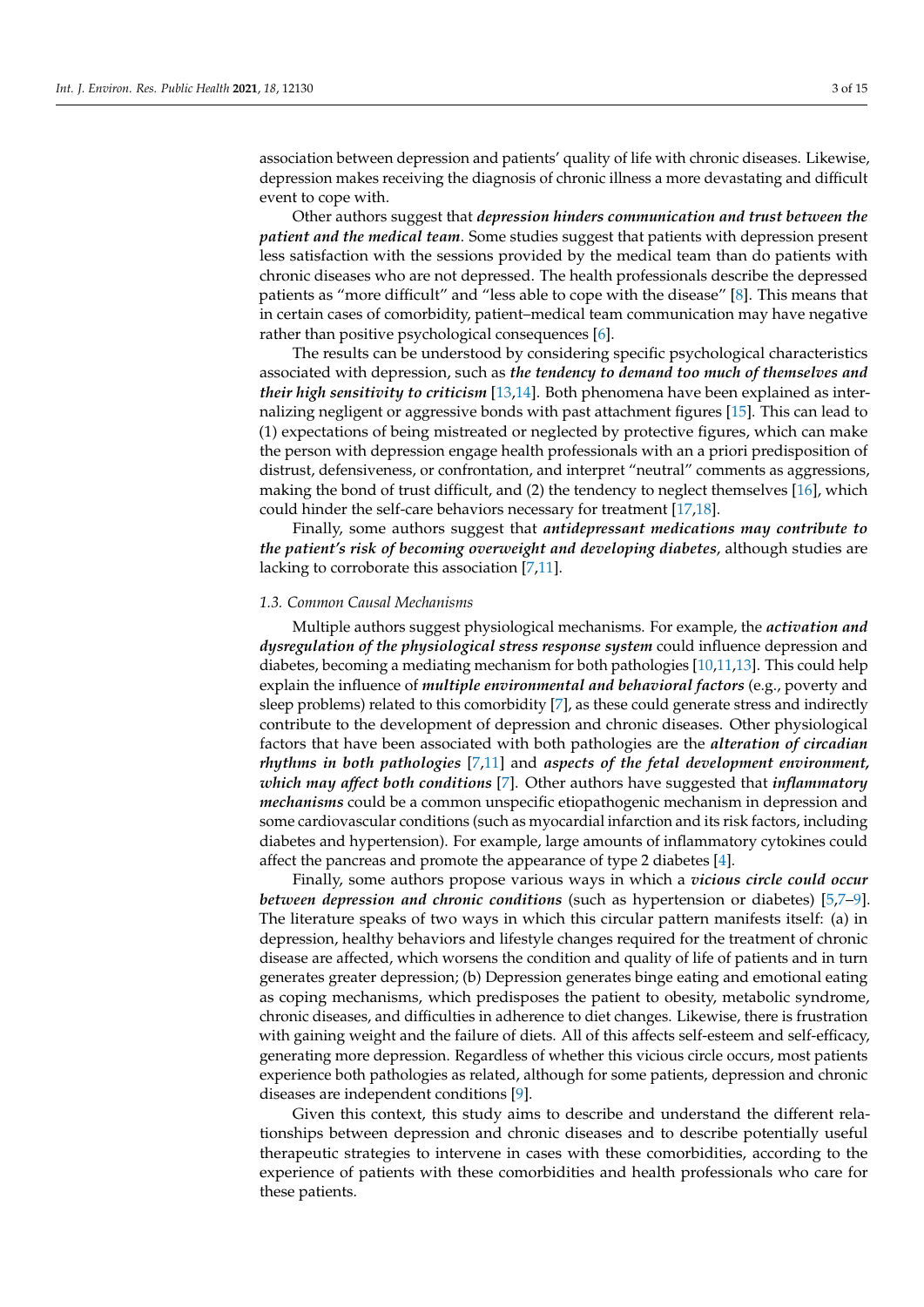association between depression and patients' quality of life with chronic diseases. Likewise, depression makes receiving the diagnosis of chronic illness a more devastating and difficult event to cope with.

Other authors suggest that ***depression hinders communication and trust between the patient and the medical team***. Some studies suggest that patients with depression present less satisfaction with the sessions provided by the medical team than do patients with chronic diseases who are not depressed. The health professionals describe the depressed patients as "more difficult" and "less able to cope with the disease" [8]. This means that in certain cases of comorbidity, patient–medical team communication may have negative rather than positive psychological consequences [6].

The results can be understood by considering specific psychological characteristics associated with depression, such as ***the tendency to demand too much of themselves and their high sensitivity to criticism*** [13,14]. Both phenomena have been explained as internalizing negligent or aggressive bonds with past attachment figures [15]. This can lead to (1) expectations of being mistreated or neglected by protective figures, which can make the person with depression engage health professionals with an a priori predisposition of distrust, defensiveness, or confrontation, and interpret "neutral" comments as aggressions, making the bond of trust difficult, and (2) the tendency to neglect themselves [16], which could hinder the self-care behaviors necessary for treatment [17,18].

Finally, some authors suggest that ***antidepressant medications may contribute to the patient's risk of becoming overweight and developing diabetes***, although studies are lacking to corroborate this association [7,11].

### 1.3. Common Causal Mechanisms

Multiple authors suggest physiological mechanisms. For example, the ***activation and dysregulation of the physiological stress response system*** could influence depression and diabetes, becoming a mediating mechanism for both pathologies [10,11,13]. This could help explain the influence of ***multiple environmental and behavioral factors*** (e.g., poverty and sleep problems) related to this comorbidity [7], as these could generate stress and indirectly contribute to the development of depression and chronic diseases. Other physiological factors that have been associated with both pathologies are the ***alteration of circadian rhythms in both pathologies*** [7,11] and ***aspects of the fetal development environment, which may affect both conditions*** [7]. Other authors have suggested that ***inflammatory mechanisms*** could be a common unspecific etiopathogenic mechanism in depression and some cardiovascular conditions (such as myocardial infarction and its risk factors, including diabetes and hypertension). For example, large amounts of inflammatory cytokines could affect the pancreas and promote the appearance of type 2 diabetes [4].

Finally, some authors propose various ways in which a ***vicious circle could occur between depression and chronic conditions*** (such as hypertension or diabetes) [5,7–9]. The literature speaks of two ways in which this circular pattern manifests itself: (a) in depression, healthy behaviors and lifestyle changes required for the treatment of chronic disease are affected, which worsens the condition and quality of life of patients and in turn generates greater depression; (b) Depression generates binge eating and emotional eating as coping mechanisms, which predisposes the patient to obesity, metabolic syndrome, chronic diseases, and difficulties in adherence to diet changes. Likewise, there is frustration with gaining weight and the failure of diets. All of this affects self-esteem and self-efficacy, generating more depression. Regardless of whether this vicious circle occurs, most patients experience both pathologies as related, although for some patients, depression and chronic diseases are independent conditions [9].

Given this context, this study aims to describe and understand the different relationships between depression and chronic diseases and to describe potentially useful therapeutic strategies to intervene in cases with these comorbidities, according to the experience of patients with these comorbidities and health professionals who care for these patients.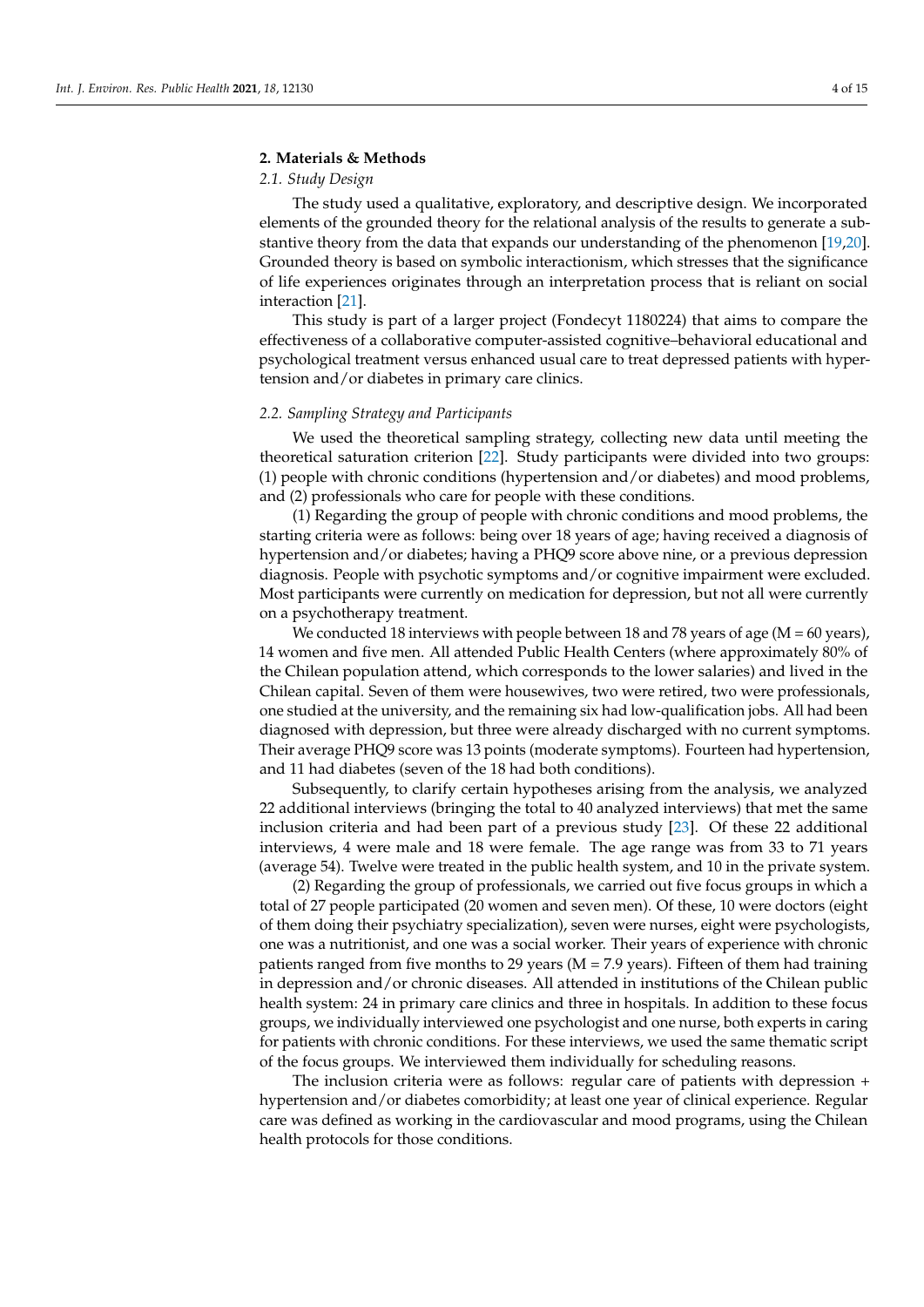## 2. Materials & Methods

### *2.1. Study Design*

The study used a qualitative, exploratory, and descriptive design. We incorporated elements of the grounded theory for the relational analysis of the results to generate a substantive theory from the data that expands our understanding of the phenomenon [19,20]. Grounded theory is based on symbolic interactionism, which stresses that the significance of life experiences originates through an interpretation process that is reliant on social interaction [21].

This study is part of a larger project (Fondecyt 1180224) that aims to compare the effectiveness of a collaborative computer-assisted cognitive–behavioral educational and psychological treatment versus enhanced usual care to treat depressed patients with hypertension and/or diabetes in primary care clinics.

### *2.2. Sampling Strategy and Participants*

We used the theoretical sampling strategy, collecting new data until meeting the theoretical saturation criterion [22]. Study participants were divided into two groups: (1) people with chronic conditions (hypertension and/or diabetes) and mood problems, and (2) professionals who care for people with these conditions.

(1) Regarding the group of people with chronic conditions and mood problems, the starting criteria were as follows: being over 18 years of age; having received a diagnosis of hypertension and/or diabetes; having a PHQ9 score above nine, or a previous depression diagnosis. People with psychotic symptoms and/or cognitive impairment were excluded. Most participants were currently on medication for depression, but not all were currently on a psychotherapy treatment.

We conducted 18 interviews with people between 18 and 78 years of age (M = 60 years), 14 women and five men. All attended Public Health Centers (where approximately 80% of the Chilean population attend, which corresponds to the lower salaries) and lived in the Chilean capital. Seven of them were housewives, two were retired, two were professionals, one studied at the university, and the remaining six had low-qualification jobs. All had been diagnosed with depression, but three were already discharged with no current symptoms. Their average PHQ9 score was 13 points (moderate symptoms). Fourteen had hypertension, and 11 had diabetes (seven of the 18 had both conditions).

Subsequently, to clarify certain hypotheses arising from the analysis, we analyzed 22 additional interviews (bringing the total to 40 analyzed interviews) that met the same inclusion criteria and had been part of a previous study [23]. Of these 22 additional interviews, 4 were male and 18 were female. The age range was from 33 to 71 years (average 54). Twelve were treated in the public health system, and 10 in the private system.

(2) Regarding the group of professionals, we carried out five focus groups in which a total of 27 people participated (20 women and seven men). Of these, 10 were doctors (eight of them doing their psychiatry specialization), seven were nurses, eight were psychologists, one was a nutritionist, and one was a social worker. Their years of experience with chronic patients ranged from five months to 29 years (M = 7.9 years). Fifteen of them had training in depression and/or chronic diseases. All attended in institutions of the Chilean public health system: 24 in primary care clinics and three in hospitals. In addition to these focus groups, we individually interviewed one psychologist and one nurse, both experts in caring for patients with chronic conditions. For these interviews, we used the same thematic script of the focus groups. We interviewed them individually for scheduling reasons.

The inclusion criteria were as follows: regular care of patients with depression + hypertension and/or diabetes comorbidity; at least one year of clinical experience. Regular care was defined as working in the cardiovascular and mood programs, using the Chilean health protocols for those conditions.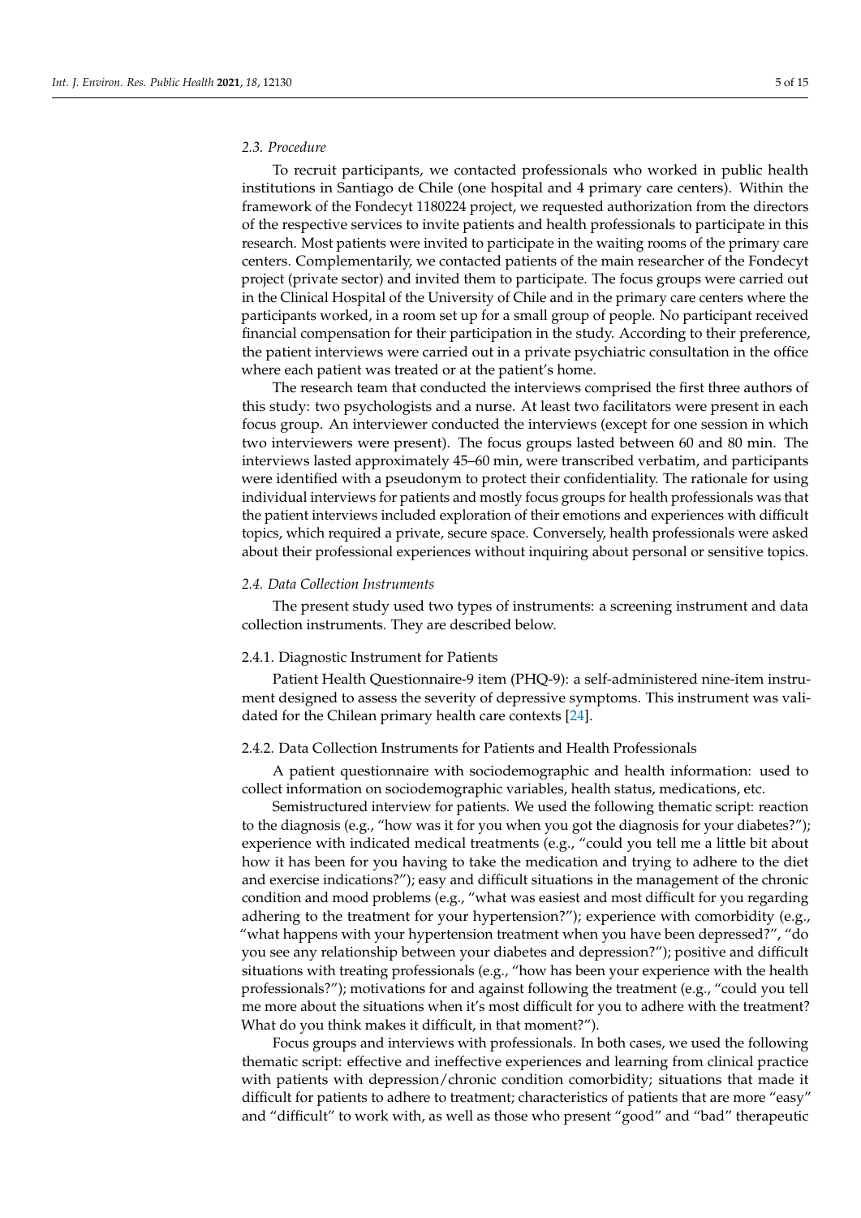### *2.3. Procedure*

To recruit participants, we contacted professionals who worked in public health institutions in Santiago de Chile (one hospital and 4 primary care centers). Within the framework of the Fondecyt 1180224 project, we requested authorization from the directors of the respective services to invite patients and health professionals to participate in this research. Most patients were invited to participate in the waiting rooms of the primary care centers. Complementarily, we contacted patients of the main researcher of the Fondecyt project (private sector) and invited them to participate. The focus groups were carried out in the Clinical Hospital of the University of Chile and in the primary care centers where the participants worked, in a room set up for a small group of people. No participant received financial compensation for their participation in the study. According to their preference, the patient interviews were carried out in a private psychiatric consultation in the office where each patient was treated or at the patient's home.

The research team that conducted the interviews comprised the first three authors of this study: two psychologists and a nurse. At least two facilitators were present in each focus group. An interviewer conducted the interviews (except for one session in which two interviewers were present). The focus groups lasted between 60 and 80 min. The interviews lasted approximately 45–60 min, were transcribed verbatim, and participants were identified with a pseudonym to protect their confidentiality. The rationale for using individual interviews for patients and mostly focus groups for health professionals was that the patient interviews included exploration of their emotions and experiences with difficult topics, which required a private, secure space. Conversely, health professionals were asked about their professional experiences without inquiring about personal or sensitive topics.

### *2.4. Data Collection Instruments*

The present study used two types of instruments: a screening instrument and data collection instruments. They are described below.

#### 2.4.1. Diagnostic Instrument for Patients

Patient Health Questionnaire-9 item (PHQ-9): a self-administered nine-item instrument designed to assess the severity of depressive symptoms. This instrument was validated for the Chilean primary health care contexts [24].

#### 2.4.2. Data Collection Instruments for Patients and Health Professionals

A patient questionnaire with sociodemographic and health information: used to collect information on sociodemographic variables, health status, medications, etc.

Semistructured interview for patients. We used the following thematic script: reaction to the diagnosis (e.g., "how was it for you when you got the diagnosis for your diabetes?"); experience with indicated medical treatments (e.g., "could you tell me a little bit about how it has been for you having to take the medication and trying to adhere to the diet and exercise indications?"); easy and difficult situations in the management of the chronic condition and mood problems (e.g., "what was easiest and most difficult for you regarding adhering to the treatment for your hypertension?"); experience with comorbidity (e.g., "what happens with your hypertension treatment when you have been depressed?", "do you see any relationship between your diabetes and depression?"); positive and difficult situations with treating professionals (e.g., "how has been your experience with the health professionals?"); motivations for and against following the treatment (e.g., "could you tell me more about the situations when it's most difficult for you to adhere with the treatment? What do you think makes it difficult, in that moment?").

Focus groups and interviews with professionals. In both cases, we used the following thematic script: effective and ineffective experiences and learning from clinical practice with patients with depression/chronic condition comorbidity; situations that made it difficult for patients to adhere to treatment; characteristics of patients that are more "easy" and "difficult" to work with, as well as those who present "good" and "bad" therapeutic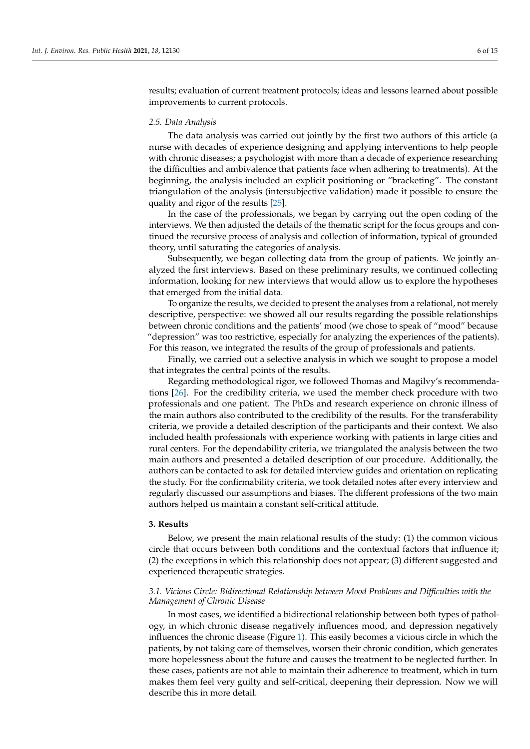results; evaluation of current treatment protocols; ideas and lessons learned about possible improvements to current protocols.

### *2.5. Data Analysis*

The data analysis was carried out jointly by the first two authors of this article (a nurse with decades of experience designing and applying interventions to help people with chronic diseases; a psychologist with more than a decade of experience researching the difficulties and ambivalence that patients face when adhering to treatments). At the beginning, the analysis included an explicit positioning or "bracketing". The constant triangulation of the analysis (intersubjective validation) made it possible to ensure the quality and rigor of the results [25].

In the case of the professionals, we began by carrying out the open coding of the interviews. We then adjusted the details of the thematic script for the focus groups and continued the recursive process of analysis and collection of information, typical of grounded theory, until saturating the categories of analysis.

Subsequently, we began collecting data from the group of patients. We jointly analyzed the first interviews. Based on these preliminary results, we continued collecting information, looking for new interviews that would allow us to explore the hypotheses that emerged from the initial data.

To organize the results, we decided to present the analyses from a relational, not merely descriptive, perspective: we showed all our results regarding the possible relationships between chronic conditions and the patients' mood (we chose to speak of "mood" because "depression" was too restrictive, especially for analyzing the experiences of the patients). For this reason, we integrated the results of the group of professionals and patients.

Finally, we carried out a selective analysis in which we sought to propose a model that integrates the central points of the results.

Regarding methodological rigor, we followed Thomas and Magilvy's recommendations [26]. For the credibility criteria, we used the member check procedure with two professionals and one patient. The PhDs and research experience on chronic illness of the main authors also contributed to the credibility of the results. For the transferability criteria, we provide a detailed description of the participants and their context. We also included health professionals with experience working with patients in large cities and rural centers. For the dependability criteria, we triangulated the analysis between the two main authors and presented a detailed description of our procedure. Additionally, the authors can be contacted to ask for detailed interview guides and orientation on replicating the study. For the confirmability criteria, we took detailed notes after every interview and regularly discussed our assumptions and biases. The different professions of the two main authors helped us maintain a constant self-critical attitude.

## 3. Results

Below, we present the main relational results of the study: (1) the common vicious circle that occurs between both conditions and the contextual factors that influence it; (2) the exceptions in which this relationship does not appear; (3) different suggested and experienced therapeutic strategies.

### *3.1. Vicious Circle: Bidirectional Relationship between Mood Problems and Difficulties with the Management of Chronic Disease*

In most cases, we identified a bidirectional relationship between both types of pathology, in which chronic disease negatively influences mood, and depression negatively influences the chronic disease (Figure 1). This easily becomes a vicious circle in which the patients, by not taking care of themselves, worsen their chronic condition, which generates more hopelessness about the future and causes the treatment to be neglected further. In these cases, patients are not able to maintain their adherence to treatment, which in turn makes them feel very guilty and self-critical, deepening their depression. Now we will describe this in more detail.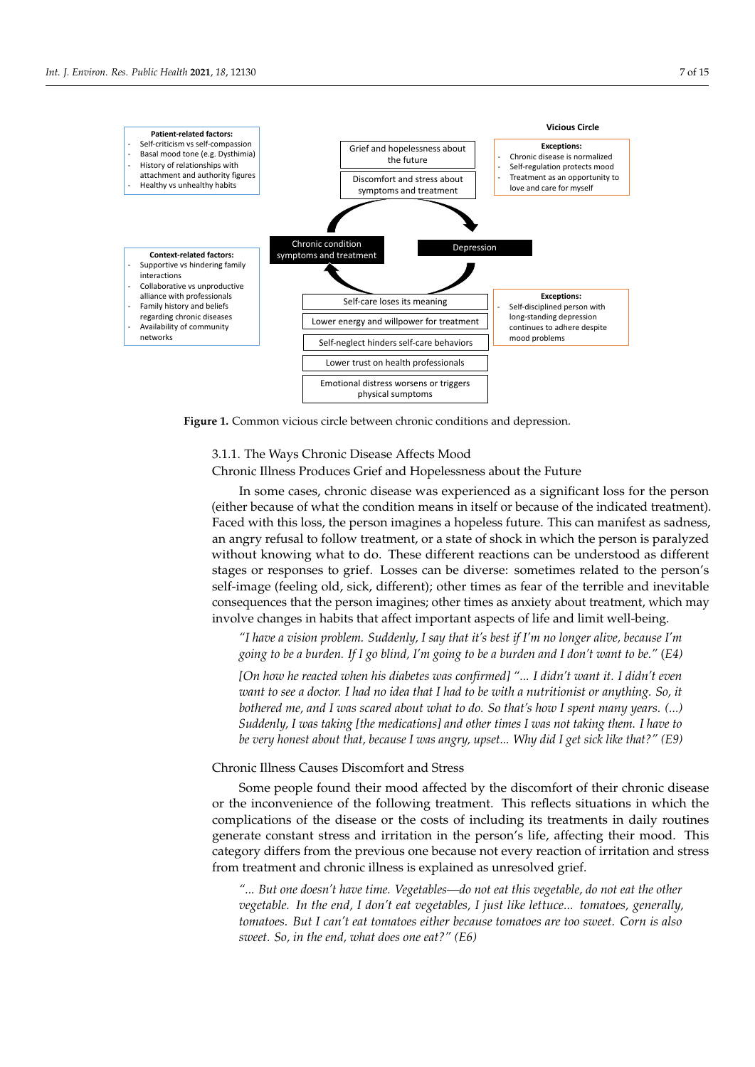**Patient-related factors:**
- Self-criticism vs self-compassion
- Basal mood tone (e.g. Dysthimia)
- History of relationships with attachment and authority figures
- Healthy vs unhealthy habits

**Context-related factors:**
- Supportive vs hindering family interactions
- Collaborative vs unproductive alliance with professionals
- Family history and beliefs regarding chronic diseases
- Availability of community networks

**Vicious Circle**

Grief and hopelessness about the future

Discomfort and stress about symptoms and treatment

Chronic condition symptoms and treatment

Depression

Self-care loses its meaning

Lower energy and willpower for treatment

Self-neglect hinders self-care behaviors

Lower trust on health professionals

Emotional distress worsens or triggers physical sumptoms

**Exceptions:**
- Chronic disease is normalized
- Self-regulation protects mood
- Treatment as an opportunity to love and care for myself

**Exceptions:**
- Self-disciplined person with long-standing depression continues to adhere despite mood problems

**Figure 1.** Common vicious circle between chronic conditions and depression.

#### 3.1.1. The Ways Chronic Disease Affects Mood

##### Chronic Illness Produces Grief and Hopelessness about the Future

In some cases, chronic disease was experienced as a significant loss for the person (either because of what the condition means in itself or because of the indicated treatment). Faced with this loss, the person imagines a hopeless future. This can manifest as sadness, an angry refusal to follow treatment, or a state of shock in which the person is paralyzed without knowing what to do. These different reactions can be understood as different stages or responses to grief. Losses can be diverse: sometimes related to the person's self-image (feeling old, sick, different); other times as fear of the terrible and inevitable consequences that the person imagines; other times as anxiety about treatment, which may involve changes in habits that affect important aspects of life and limit well-being.

> *"I have a vision problem. Suddenly, I say that it's best if I'm no longer alive, because I'm going to be a burden. If I go blind, I'm going to be a burden and I don't want to be."* (E4)

> *[On how he reacted when his diabetes was confirmed] "... I didn't want it. I didn't even want to see a doctor. I had no idea that I had to be with a nutritionist or anything. So, it bothered me, and I was scared about what to do. So that's how I spent many years. (...) Suddenly, I was taking [the medications] and other times I was not taking them. I have to be very honest about that, because I was angry, upset... Why did I get sick like that?" (E9)*

##### Chronic Illness Causes Discomfort and Stress

Some people found their mood affected by the discomfort of their chronic disease or the inconvenience of the following treatment. This reflects situations in which the complications of the disease or the costs of including its treatments in daily routines generate constant stress and irritation in the person's life, affecting their mood. This category differs from the previous one because not every reaction of irritation and stress from treatment and chronic illness is explained as unresolved grief.

> *"... But one doesn't have time. Vegetables—do not eat this vegetable, do not eat the other vegetable. In the end, I don't eat vegetables, I just like lettuce... tomatoes, generally, tomatoes. But I can't eat tomatoes either because tomatoes are too sweet. Corn is also sweet. So, in the end, what does one eat?" (E6)*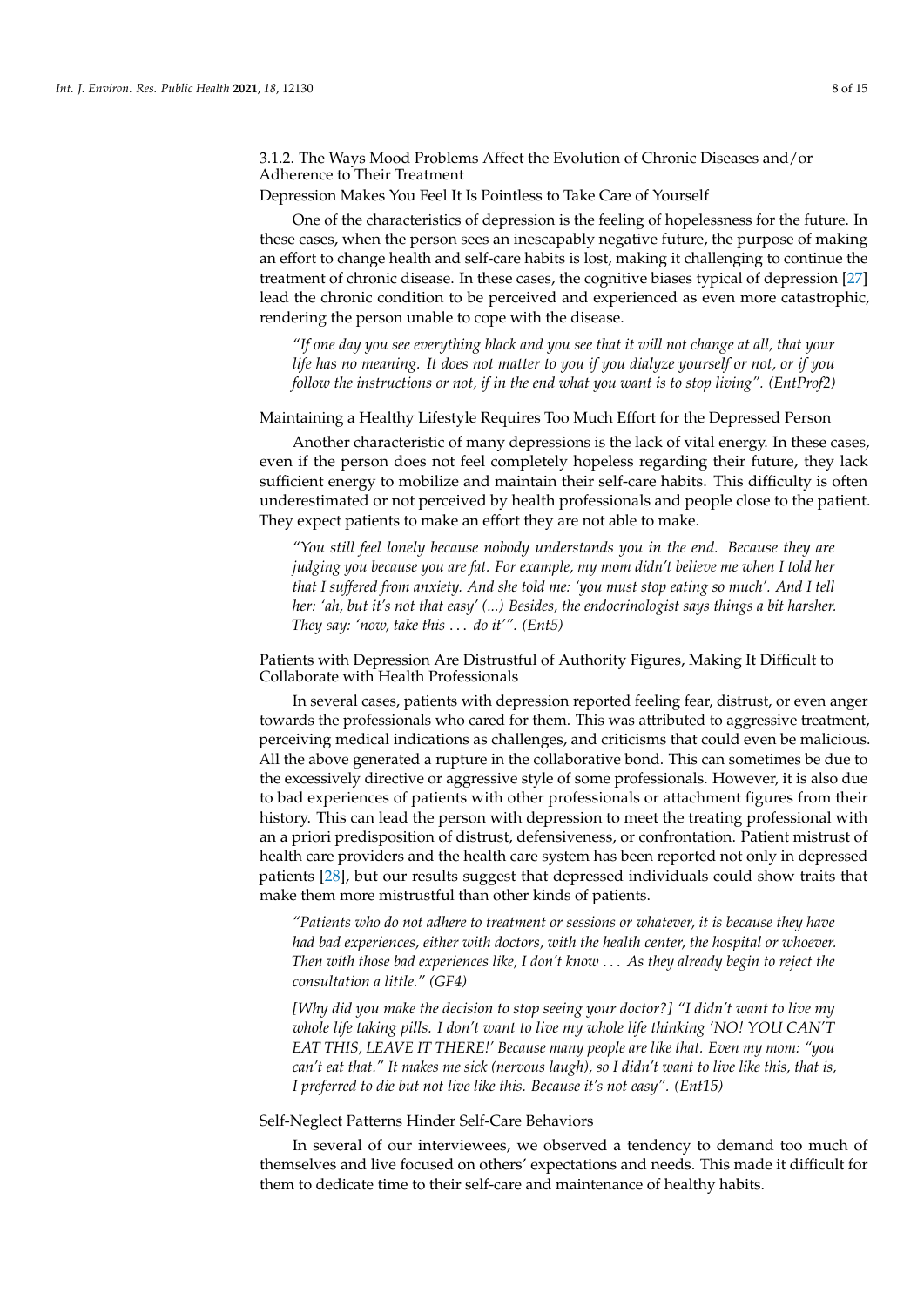#### 3.1.2. The Ways Mood Problems Affect the Evolution of Chronic Diseases and/or Adherence to Their Treatment

##### Depression Makes You Feel It Is Pointless to Take Care of Yourself

One of the characteristics of depression is the feeling of hopelessness for the future. In these cases, when the person sees an inescapably negative future, the purpose of making an effort to change health and self-care habits is lost, making it challenging to continue the treatment of chronic disease. In these cases, the cognitive biases typical of depression [27] lead the chronic condition to be perceived and experienced as even more catastrophic, rendering the person unable to cope with the disease.

> *"If one day you see everything black and you see that it will not change at all, that your life has no meaning. It does not matter to you if you dialyze yourself or not, or if you follow the instructions or not, if in the end what you want is to stop living". (EntProf2)*

##### Maintaining a Healthy Lifestyle Requires Too Much Effort for the Depressed Person

Another characteristic of many depressions is the lack of vital energy. In these cases, even if the person does not feel completely hopeless regarding their future, they lack sufficient energy to mobilize and maintain their self-care habits. This difficulty is often underestimated or not perceived by health professionals and people close to the patient. They expect patients to make an effort they are not able to make.

> *"You still feel lonely because nobody understands you in the end. Because they are judging you because you are fat. For example, my mom didn't believe me when I told her that I suffered from anxiety. And she told me: 'you must stop eating so much'. And I tell her: 'ah, but it's not that easy' (...) Besides, the endocrinologist says things a bit harsher. They say: 'now, take this . . . do it'". (Ent5)*

##### Patients with Depression Are Distrustful of Authority Figures, Making It Difficult to Collaborate with Health Professionals

In several cases, patients with depression reported feeling fear, distrust, or even anger towards the professionals who cared for them. This was attributed to aggressive treatment, perceiving medical indications as challenges, and criticisms that could even be malicious. All the above generated a rupture in the collaborative bond. This can sometimes be due to the excessively directive or aggressive style of some professionals. However, it is also due to bad experiences of patients with other professionals or attachment figures from their history. This can lead the person with depression to meet the treating professional with an a priori predisposition of distrust, defensiveness, or confrontation. Patient mistrust of health care providers and the health care system has been reported not only in depressed patients [28], but our results suggest that depressed individuals could show traits that make them more mistrustful than other kinds of patients.

> *"Patients who do not adhere to treatment or sessions or whatever, it is because they have had bad experiences, either with doctors, with the health center, the hospital or whoever. Then with those bad experiences like, I don't know . . . As they already begin to reject the consultation a little." (GF4)*

> *[Why did you make the decision to stop seeing your doctor?] "I didn't want to live my whole life taking pills. I don't want to live my whole life thinking 'NO! YOU CAN'T EAT THIS, LEAVE IT THERE!' Because many people are like that. Even my mom: "you can't eat that." It makes me sick (nervous laugh), so I didn't want to live like this, that is, I preferred to die but not live like this. Because it's not easy". (Ent15)*

##### Self-Neglect Patterns Hinder Self-Care Behaviors

In several of our interviewees, we observed a tendency to demand too much of themselves and live focused on others' expectations and needs. This made it difficult for them to dedicate time to their self-care and maintenance of healthy habits.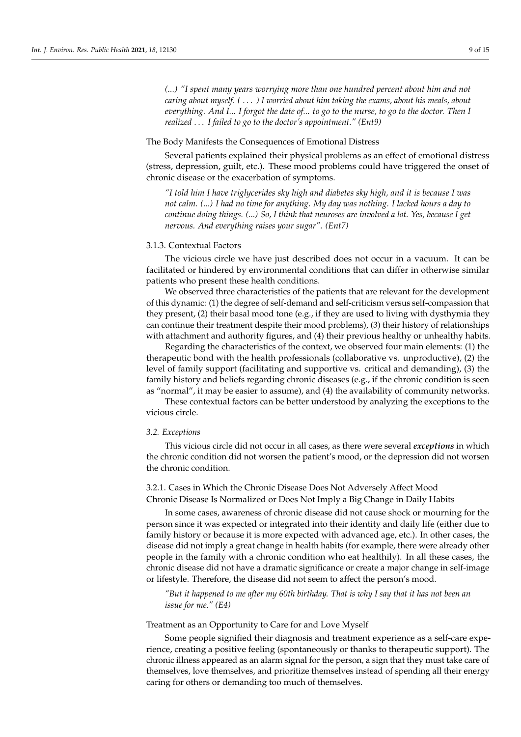> (...) "I spent many years worrying more than one hundred percent about him and not caring about myself. ( . . . ) I worried about him taking the exams, about his meals, about everything. And I... I forgot the date of... to go to the nurse, to go to the doctor. Then I realized . . . I failed to go to the doctor's appointment." (Ent9)

#### The Body Manifests the Consequences of Emotional Distress

Several patients explained their physical problems as an effect of emotional distress (stress, depression, guilt, etc.). These mood problems could have triggered the onset of chronic disease or the exacerbation of symptoms.

> *"I told him I have triglycerides sky high and diabetes sky high, and it is because I was not calm. (...) I had no time for anything. My day was nothing. I lacked hours a day to continue doing things. (...) So, I think that neuroses are involved a lot. Yes, because I get nervous. And everything raises your sugar". (Ent7)*

### 3.1.3. Contextual Factors

The vicious circle we have just described does not occur in a vacuum. It can be facilitated or hindered by environmental conditions that can differ in otherwise similar patients who present these health conditions.

We observed three characteristics of the patients that are relevant for the development of this dynamic: (1) the degree of self-demand and self-criticism versus self-compassion that they present, (2) their basal mood tone (e.g., if they are used to living with dysthymia they can continue their treatment despite their mood problems), (3) their history of relationships with attachment and authority figures, and (4) their previous healthy or unhealthy habits.

Regarding the characteristics of the context, we observed four main elements: (1) the therapeutic bond with the health professionals (collaborative vs. unproductive), (2) the level of family support (facilitating and supportive vs. critical and demanding), (3) the family history and beliefs regarding chronic diseases (e.g., if the chronic condition is seen as "normal", it may be easier to assume), and (4) the availability of community networks.

These contextual factors can be better understood by analyzing the exceptions to the vicious circle.

## *3.2. Exceptions*

This vicious circle did not occur in all cases, as there were several ***exceptions*** in which the chronic condition did not worsen the patient's mood, or the depression did not worsen the chronic condition.

### 3.2.1. Cases in Which the Chronic Disease Does Not Adversely Affect Mood

#### Chronic Disease Is Normalized or Does Not Imply a Big Change in Daily Habits

In some cases, awareness of chronic disease did not cause shock or mourning for the person since it was expected or integrated into their identity and daily life (either due to family history or because it is more expected with advanced age, etc.). In other cases, the disease did not imply a great change in health habits (for example, there were already other people in the family with a chronic condition who eat healthily). In all these cases, the chronic disease did not have a dramatic significance or create a major change in self-image or lifestyle. Therefore, the disease did not seem to affect the person's mood.

> *"But it happened to me after my 60th birthday. That is why I say that it has not been an issue for me." (E4)*

#### Treatment as an Opportunity to Care for and Love Myself

Some people signified their diagnosis and treatment experience as a self-care experience, creating a positive feeling (spontaneously or thanks to therapeutic support). The chronic illness appeared as an alarm signal for the person, a sign that they must take care of themselves, love themselves, and prioritize themselves instead of spending all their energy caring for others or demanding too much of themselves.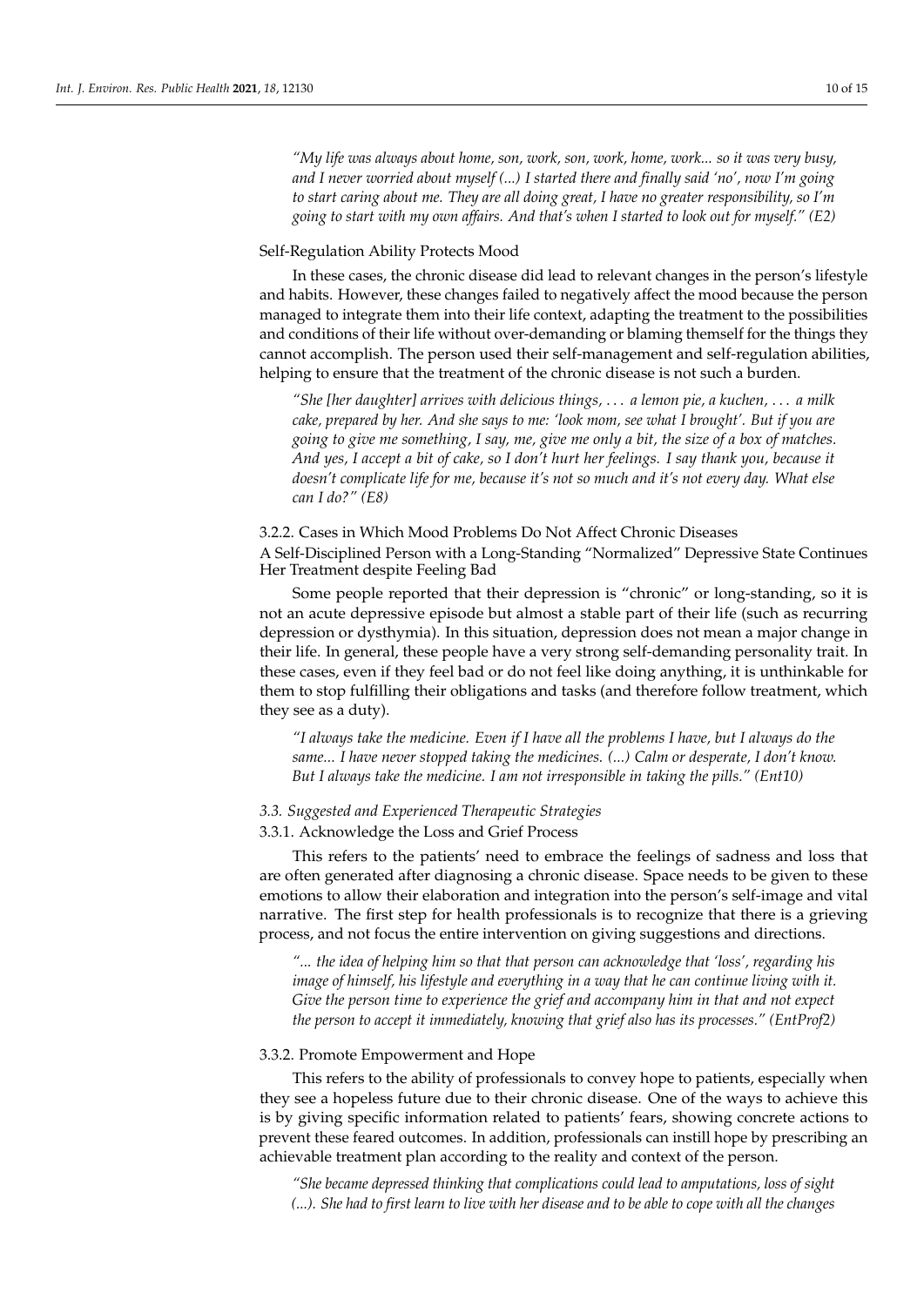*"My life was always about home, son, work, son, work, home, work... so it was very busy, and I never worried about myself (...) I started there and finally said 'no', now I'm going to start caring about me. They are all doing great, I have no greater responsibility, so I'm going to start with my own affairs. And that's when I started to look out for myself." (E2)*

Self-Regulation Ability Protects Mood

In these cases, the chronic disease did lead to relevant changes in the person's lifestyle and habits. However, these changes failed to negatively affect the mood because the person managed to integrate them into their life context, adapting the treatment to the possibilities and conditions of their life without over-demanding or blaming themself for the things they cannot accomplish. The person used their self-management and self-regulation abilities, helping to ensure that the treatment of the chronic disease is not such a burden.

*"She [her daughter] arrives with delicious things, . . . a lemon pie, a kuchen, . . . a milk cake, prepared by her. And she says to me: 'look mom, see what I brought'. But if you are going to give me something, I say, me, give me only a bit, the size of a box of matches. And yes, I accept a bit of cake, so I don't hurt her feelings. I say thank you, because it doesn't complicate life for me, because it's not so much and it's not every day. What else can I do?" (E8)*

#### 3.2.2. Cases in Which Mood Problems Do Not Affect Chronic Diseases

A Self-Disciplined Person with a Long-Standing "Normalized" Depressive State Continues Her Treatment despite Feeling Bad

Some people reported that their depression is "chronic" or long-standing, so it is not an acute depressive episode but almost a stable part of their life (such as recurring depression or dysthymia). In this situation, depression does not mean a major change in their life. In general, these people have a very strong self-demanding personality trait. In these cases, even if they feel bad or do not feel like doing anything, it is unthinkable for them to stop fulfilling their obligations and tasks (and therefore follow treatment, which they see as a duty).

*"I always take the medicine. Even if I have all the problems I have, but I always do the same... I have never stopped taking the medicines. (...) Calm or desperate, I don't know. But I always take the medicine. I am not irresponsible in taking the pills." (Ent10)*

### *3.3. Suggested and Experienced Therapeutic Strategies*

#### 3.3.1. Acknowledge the Loss and Grief Process

This refers to the patients' need to embrace the feelings of sadness and loss that are often generated after diagnosing a chronic disease. Space needs to be given to these emotions to allow their elaboration and integration into the person's self-image and vital narrative. The first step for health professionals is to recognize that there is a grieving process, and not focus the entire intervention on giving suggestions and directions.

*"... the idea of helping him so that that person can acknowledge that 'loss', regarding his image of himself, his lifestyle and everything in a way that he can continue living with it. Give the person time to experience the grief and accompany him in that and not expect the person to accept it immediately, knowing that grief also has its processes." (EntProf2)*

#### 3.3.2. Promote Empowerment and Hope

This refers to the ability of professionals to convey hope to patients, especially when they see a hopeless future due to their chronic disease. One of the ways to achieve this is by giving specific information related to patients' fears, showing concrete actions to prevent these feared outcomes. In addition, professionals can instill hope by prescribing an achievable treatment plan according to the reality and context of the person.

*"She became depressed thinking that complications could lead to amputations, loss of sight (...). She had to first learn to live with her disease and to be able to cope with all the changes*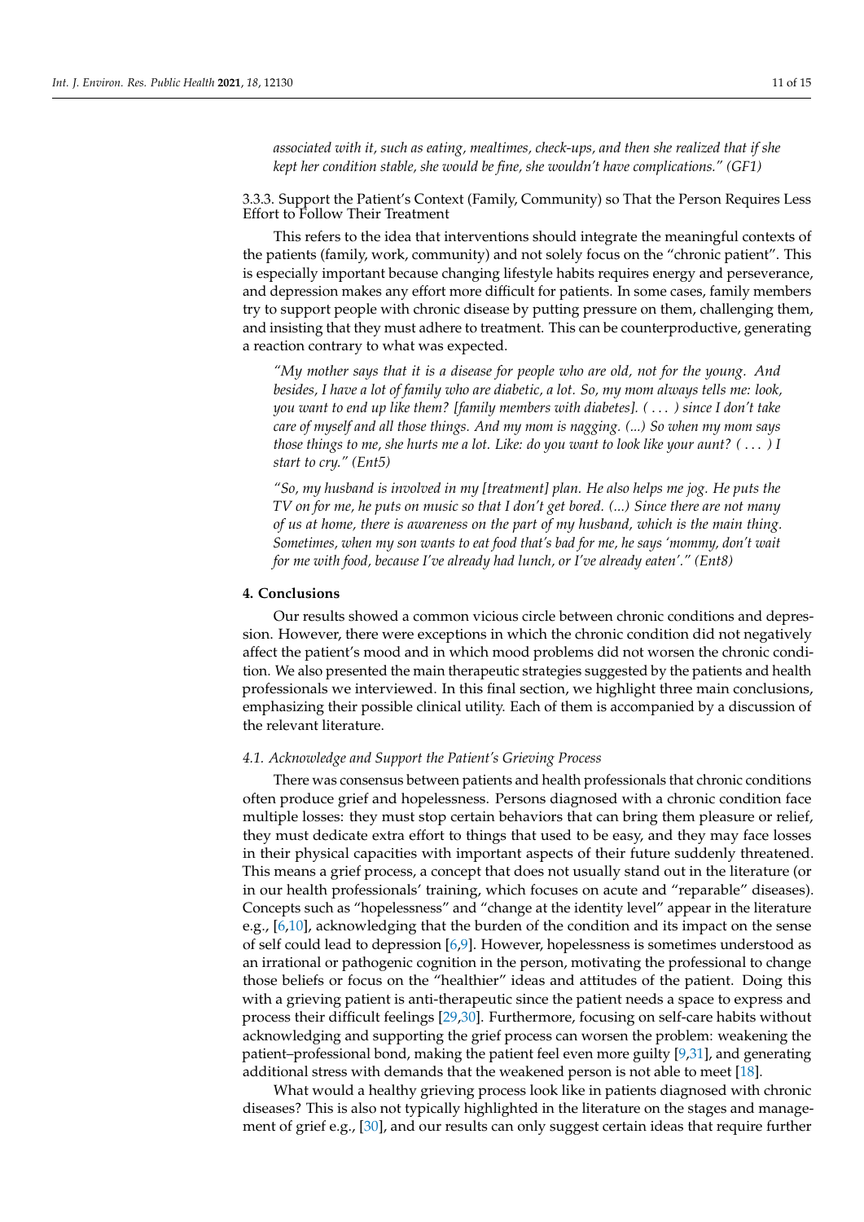*associated with it, such as eating, mealtimes, check-ups, and then she realized that if she kept her condition stable, she would be fine, she wouldn't have complications." (GF1)*

#### 3.3.3. Support the Patient's Context (Family, Community) so That the Person Requires Less Effort to Follow Their Treatment

This refers to the idea that interventions should integrate the meaningful contexts of the patients (family, work, community) and not solely focus on the "chronic patient". This is especially important because changing lifestyle habits requires energy and perseverance, and depression makes any effort more difficult for patients. In some cases, family members try to support people with chronic disease by putting pressure on them, challenging them, and insisting that they must adhere to treatment. This can be counterproductive, generating a reaction contrary to what was expected.

> *"My mother says that it is a disease for people who are old, not for the young. And besides, I have a lot of family who are diabetic, a lot. So, my mom always tells me: look, you want to end up like them? [family members with diabetes]. ( . . . ) since I don't take care of myself and all those things. And my mom is nagging. (...) So when my mom says those things to me, she hurts me a lot. Like: do you want to look like your aunt? ( . . . ) I start to cry." (Ent5)*

> *"So, my husband is involved in my [treatment] plan. He also helps me jog. He puts the TV on for me, he puts on music so that I don't get bored. (...) Since there are not many of us at home, there is awareness on the part of my husband, which is the main thing. Sometimes, when my son wants to eat food that's bad for me, he says 'mommy, don't wait for me with food, because I've already had lunch, or I've already eaten'." (Ent8)*

## 4. Conclusions

Our results showed a common vicious circle between chronic conditions and depression. However, there were exceptions in which the chronic condition did not negatively affect the patient's mood and in which mood problems did not worsen the chronic condition. We also presented the main therapeutic strategies suggested by the patients and health professionals we interviewed. In this final section, we highlight three main conclusions, emphasizing their possible clinical utility. Each of them is accompanied by a discussion of the relevant literature.

### *4.1. Acknowledge and Support the Patient's Grieving Process*

There was consensus between patients and health professionals that chronic conditions often produce grief and hopelessness. Persons diagnosed with a chronic condition face multiple losses: they must stop certain behaviors that can bring them pleasure or relief, they must dedicate extra effort to things that used to be easy, and they may face losses in their physical capacities with important aspects of their future suddenly threatened. This means a grief process, a concept that does not usually stand out in the literature (or in our health professionals' training, which focuses on acute and "reparable" diseases). Concepts such as "hopelessness" and "change at the identity level" appear in the literature e.g., [6,10], acknowledging that the burden of the condition and its impact on the sense of self could lead to depression [6,9]. However, hopelessness is sometimes understood as an irrational or pathogenic cognition in the person, motivating the professional to change those beliefs or focus on the "healthier" ideas and attitudes of the patient. Doing this with a grieving patient is anti-therapeutic since the patient needs a space to express and process their difficult feelings [29,30]. Furthermore, focusing on self-care habits without acknowledging and supporting the grief process can worsen the problem: weakening the patient–professional bond, making the patient feel even more guilty [9,31], and generating additional stress with demands that the weakened person is not able to meet [18].

What would a healthy grieving process look like in patients diagnosed with chronic diseases? This is also not typically highlighted in the literature on the stages and management of grief e.g., [30], and our results can only suggest certain ideas that require further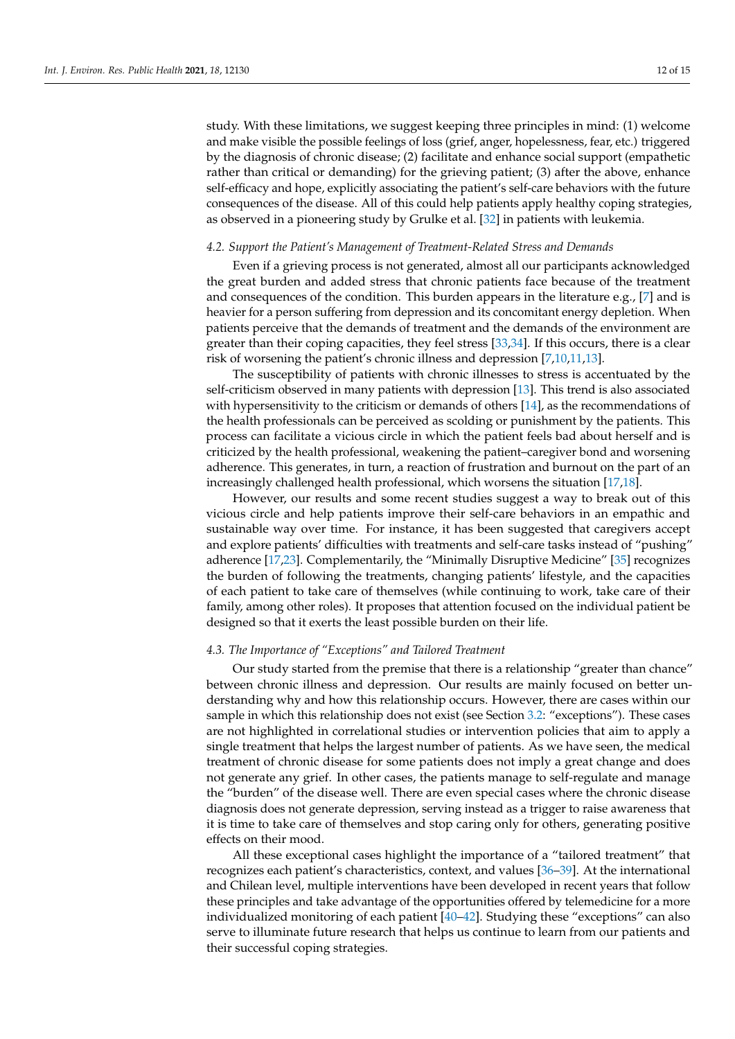study. With these limitations, we suggest keeping three principles in mind: (1) welcome and make visible the possible feelings of loss (grief, anger, hopelessness, fear, etc.) triggered by the diagnosis of chronic disease; (2) facilitate and enhance social support (empathetic rather than critical or demanding) for the grieving patient; (3) after the above, enhance self-efficacy and hope, explicitly associating the patient's self-care behaviors with the future consequences of the disease. All of this could help patients apply healthy coping strategies, as observed in a pioneering study by Grulke et al. [32] in patients with leukemia.

### *4.2. Support the Patient's Management of Treatment-Related Stress and Demands*

Even if a grieving process is not generated, almost all our participants acknowledged the great burden and added stress that chronic patients face because of the treatment and consequences of the condition. This burden appears in the literature e.g., [7] and is heavier for a person suffering from depression and its concomitant energy depletion. When patients perceive that the demands of treatment and the demands of the environment are greater than their coping capacities, they feel stress [33,34]. If this occurs, there is a clear risk of worsening the patient's chronic illness and depression [7,10,11,13].

The susceptibility of patients with chronic illnesses to stress is accentuated by the self-criticism observed in many patients with depression [13]. This trend is also associated with hypersensitivity to the criticism or demands of others [14], as the recommendations of the health professionals can be perceived as scolding or punishment by the patients. This process can facilitate a vicious circle in which the patient feels bad about herself and is criticized by the health professional, weakening the patient–caregiver bond and worsening adherence. This generates, in turn, a reaction of frustration and burnout on the part of an increasingly challenged health professional, which worsens the situation [17,18].

However, our results and some recent studies suggest a way to break out of this vicious circle and help patients improve their self-care behaviors in an empathic and sustainable way over time. For instance, it has been suggested that caregivers accept and explore patients' difficulties with treatments and self-care tasks instead of "pushing" adherence [17,23]. Complementarily, the "Minimally Disruptive Medicine" [35] recognizes the burden of following the treatments, changing patients' lifestyle, and the capacities of each patient to take care of themselves (while continuing to work, take care of their family, among other roles). It proposes that attention focused on the individual patient be designed so that it exerts the least possible burden on their life.

### *4.3. The Importance of "Exceptions" and Tailored Treatment*

Our study started from the premise that there is a relationship "greater than chance" between chronic illness and depression. Our results are mainly focused on better understanding why and how this relationship occurs. However, there are cases within our sample in which this relationship does not exist (see Section 3.2: "exceptions"). These cases are not highlighted in correlational studies or intervention policies that aim to apply a single treatment that helps the largest number of patients. As we have seen, the medical treatment of chronic disease for some patients does not imply a great change and does not generate any grief. In other cases, the patients manage to self-regulate and manage the "burden" of the disease well. There are even special cases where the chronic disease diagnosis does not generate depression, serving instead as a trigger to raise awareness that it is time to take care of themselves and stop caring only for others, generating positive effects on their mood.

All these exceptional cases highlight the importance of a "tailored treatment" that recognizes each patient's characteristics, context, and values [36–39]. At the international and Chilean level, multiple interventions have been developed in recent years that follow these principles and take advantage of the opportunities offered by telemedicine for a more individualized monitoring of each patient [40–42]. Studying these "exceptions" can also serve to illuminate future research that helps us continue to learn from our patients and their successful coping strategies.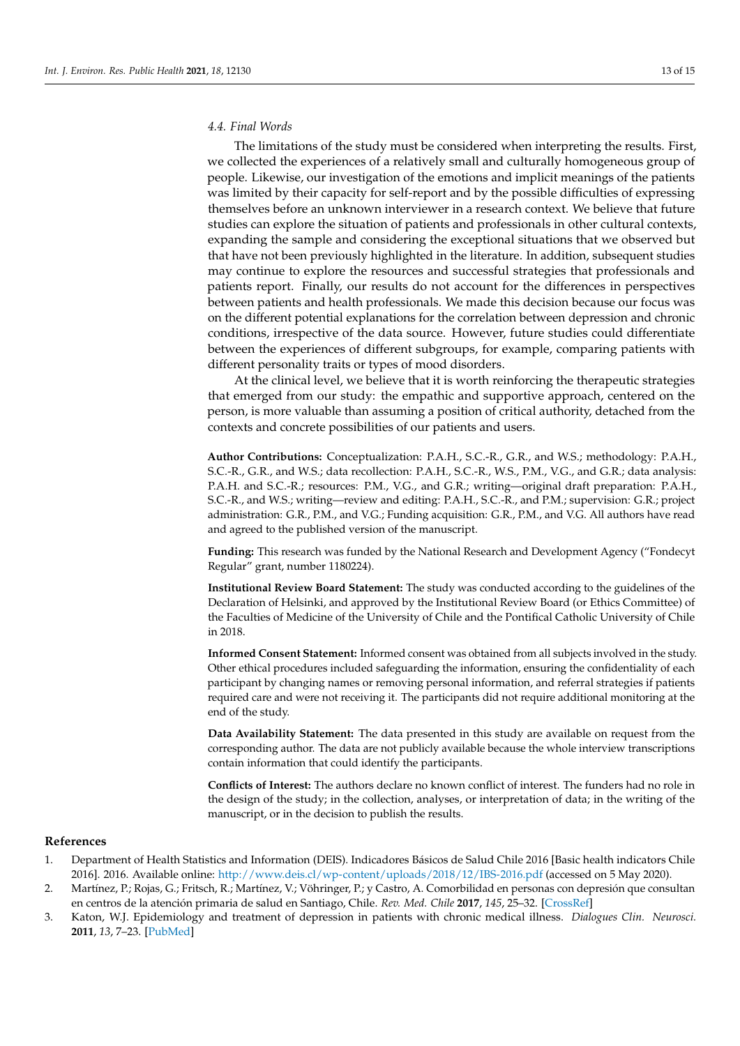### 4.4. Final Words

The limitations of the study must be considered when interpreting the results. First, we collected the experiences of a relatively small and culturally homogeneous group of people. Likewise, our investigation of the emotions and implicit meanings of the patients was limited by their capacity for self-report and by the possible difficulties of expressing themselves before an unknown interviewer in a research context. We believe that future studies can explore the situation of patients and professionals in other cultural contexts, expanding the sample and considering the exceptional situations that we observed but that have not been previously highlighted in the literature. In addition, subsequent studies may continue to explore the resources and successful strategies that professionals and patients report. Finally, our results do not account for the differences in perspectives between patients and health professionals. We made this decision because our focus was on the different potential explanations for the correlation between depression and chronic conditions, irrespective of the data source. However, future studies could differentiate between the experiences of different subgroups, for example, comparing patients with different personality traits or types of mood disorders.

At the clinical level, we believe that it is worth reinforcing the therapeutic strategies that emerged from our study: the empathic and supportive approach, centered on the person, is more valuable than assuming a position of critical authority, detached from the contexts and concrete possibilities of our patients and users.

**Author Contributions:** Conceptualization: P.A.H., S.C.-R., G.R., and W.S.; methodology: P.A.H., S.C.-R., G.R., and W.S.; data recollection: P.A.H., S.C.-R., W.S., P.M., V.G., and G.R.; data analysis: P.A.H. and S.C.-R.; resources: P.M., V.G., and G.R.; writing—original draft preparation: P.A.H., S.C.-R., and W.S.; writing—review and editing: P.A.H., S.C.-R., and P.M.; supervision: G.R.; project administration: G.R., P.M., and V.G.; Funding acquisition: G.R., P.M., and V.G. All authors have read and agreed to the published version of the manuscript.

**Funding:** This research was funded by the National Research and Development Agency ("Fondecyt Regular" grant, number 1180224).

**Institutional Review Board Statement:** The study was conducted according to the guidelines of the Declaration of Helsinki, and approved by the Institutional Review Board (or Ethics Committee) of the Faculties of Medicine of the University of Chile and the Pontifical Catholic University of Chile in 2018.

**Informed Consent Statement:** Informed consent was obtained from all subjects involved in the study. Other ethical procedures included safeguarding the information, ensuring the confidentiality of each participant by changing names or removing personal information, and referral strategies if patients required care and were not receiving it. The participants did not require additional monitoring at the end of the study.

**Data Availability Statement:** The data presented in this study are available on request from the corresponding author. The data are not publicly available because the whole interview transcriptions contain information that could identify the participants.

**Conflicts of Interest:** The authors declare no known conflict of interest. The funders had no role in the design of the study; in the collection, analyses, or interpretation of data; in the writing of the manuscript, or in the decision to publish the results.

## References

1. Department of Health Statistics and Information (DEIS). Indicadores Básicos de Salud Chile 2016 [Basic health indicators Chile 2016]. 2016. Available online: http://www.deis.cl/wp-content/uploads/2018/12/IBS-2016.pdf (accessed on 5 May 2020).
2. Martínez, P.; Rojas, G.; Fritsch, R.; Martínez, V.; Vöhringer, P.; y Castro, A. Comorbilidad en personas con depresión que consultan en centros de la atención primaria de salud en Santiago, Chile. *Rev. Med. Chile* **2017**, *145*, 25–32. [CrossRef]
3. Katon, W.J. Epidemiology and treatment of depression in patients with chronic medical illness. *Dialogues Clin. Neurosci.* **2011**, *13*, 7–23. [PubMed]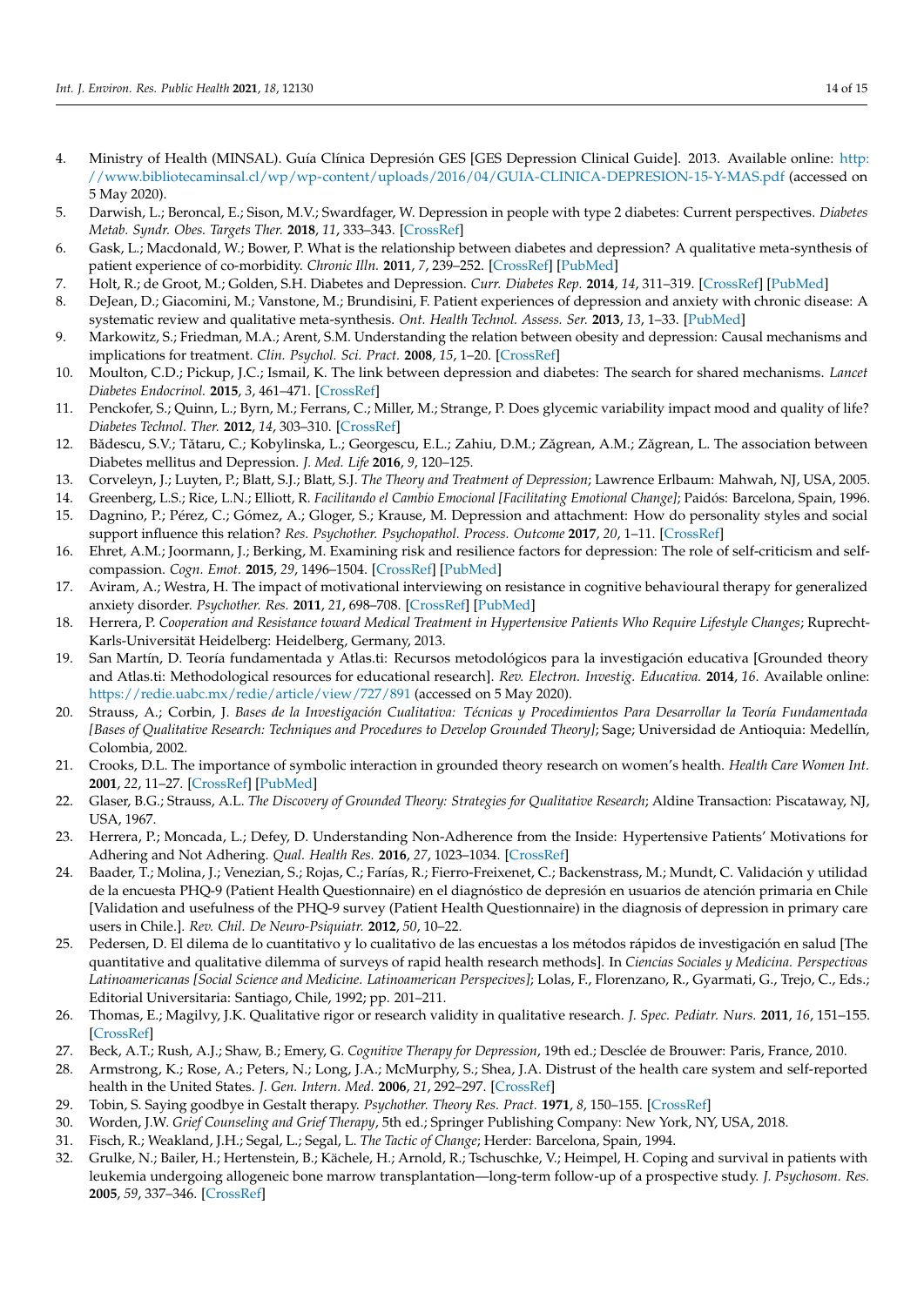4. Ministry of Health (MINSAL). Guía Clínica Depresión GES [GES Depression Clinical Guide]. 2013. Available online: http://www.bibliotecaminsal.cl/wp/wp-content/uploads/2016/04/GUIA-CLINICA-DEPRESION-15-Y-MAS.pdf (accessed on 5 May 2020).
5. Darwish, L.; Beroncal, E.; Sison, M.V.; Swardfager, W. Depression in people with type 2 diabetes: Current perspectives. *Diabetes Metab. Syndr. Obes. Targets Ther.* **2018**, *11*, 333–343. [CrossRef]
6. Gask, L.; Macdonald, W.; Bower, P. What is the relationship between diabetes and depression? A qualitative meta-synthesis of patient experience of co-morbidity. *Chronic Illn.* **2011**, *7*, 239–252. [CrossRef] [PubMed]
7. Holt, R.; de Groot, M.; Golden, S.H. Diabetes and Depression. *Curr. Diabetes Rep.* **2014**, *14*, 311–319. [CrossRef] [PubMed]
8. DeJean, D.; Giacomini, M.; Vanstone, M.; Brundisini, F. Patient experiences of depression and anxiety with chronic disease: A systematic review and qualitative meta-synthesis. *Ont. Health Technol. Assess. Ser.* **2013**, *13*, 1–33. [PubMed]
9. Markowitz, S.; Friedman, M.A.; Arent, S.M. Understanding the relation between obesity and depression: Causal mechanisms and implications for treatment. *Clin. Psychol. Sci. Pract.* **2008**, *15*, 1–20. [CrossRef]
10. Moulton, C.D.; Pickup, J.C.; Ismail, K. The link between depression and diabetes: The search for shared mechanisms. *Lancet Diabetes Endocrinol.* **2015**, *3*, 461–471. [CrossRef]
11. Penckofer, S.; Quinn, L.; Byrn, M.; Ferrans, C.; Miller, M.; Strange, P. Does glycemic variability impact mood and quality of life? *Diabetes Technol. Ther.* **2012**, *14*, 303–310. [CrossRef]
12. Bădescu, S.V.; Tătaru, C.; Kobylinska, L.; Georgescu, E.L.; Zahiu, D.M.; Zăgrean, A.M.; Zăgrean, L. The association between Diabetes mellitus and Depression. *J. Med. Life* **2016**, *9*, 120–125.
13. Corveleyn, J.; Luyten, P.; Blatt, S.J.; Blatt, S.J. *The Theory and Treatment of Depression*; Lawrence Erlbaum: Mahwah, NJ, USA, 2005.
14. Greenberg, L.S.; Rice, L.N.; Elliott, R. *Facilitando el Cambio Emocional [Facilitating Emotional Change]*; Paidós: Barcelona, Spain, 1996.
15. Dagnino, P.; Pérez, C.; Gómez, A.; Gloger, S.; Krause, M. Depression and attachment: How do personality styles and social support influence this relation? *Res. Psychother. Psychopathol. Process. Outcome* **2017**, *20*, 1–11. [CrossRef]
16. Ehret, A.M.; Joormann, J.; Berking, M. Examining risk and resilience factors for depression: The role of self-criticism and self-compassion. *Cogn. Emot.* **2015**, *29*, 1496–1504. [CrossRef] [PubMed]
17. Aviram, A.; Westra, H. The impact of motivational interviewing on resistance in cognitive behavioural therapy for generalized anxiety disorder. *Psychother. Res.* **2011**, *21*, 698–708. [CrossRef] [PubMed]
18. Herrera, P. *Cooperation and Resistance toward Medical Treatment in Hypertensive Patients Who Require Lifestyle Changes*; Ruprecht-Karls-Universität Heidelberg: Heidelberg, Germany, 2013.
19. San Martín, D. Teoría fundamentada y Atlas.ti: Recursos metodológicos para la investigación educativa [Grounded theory and Atlas.ti: Methodological resources for educational research]. *Rev. Electron. Investig. Educativa.* **2014**, *16*. Available online: https://redie.uabc.mx/redie/article/view/727/891 (accessed on 5 May 2020).
20. Strauss, A.; Corbin, J. *Bases de la Investigación Cualitativa: Técnicas y Procedimientos Para Desarrollar la Teoría Fundamentada [Bases of Qualitative Research: Techniques and Procedures to Develop Grounded Theory]*; Sage; Universidad de Antioquia: Medellín, Colombia, 2002.
21. Crooks, D.L. The importance of symbolic interaction in grounded theory research on women's health. *Health Care Women Int.* **2001**, *22*, 11–27. [CrossRef] [PubMed]
22. Glaser, B.G.; Strauss, A.L. *The Discovery of Grounded Theory: Strategies for Qualitative Research*; Aldine Transaction: Piscataway, NJ, USA, 1967.
23. Herrera, P.; Moncada, L.; Defey, D. Understanding Non-Adherence from the Inside: Hypertensive Patients' Motivations for Adhering and Not Adhering. *Qual. Health Res.* **2016**, *27*, 1023–1034. [CrossRef]
24. Baader, T.; Molina, J.; Venezian, S.; Rojas, C.; Farías, R.; Fierro-Freixenet, C.; Backenstrass, M.; Mundt, C. Validación y utilidad de la encuesta PHQ-9 (Patient Health Questionnaire) en el diagnóstico de depresión en usuarios de atención primaria en Chile [Validation and usefulness of the PHQ-9 survey (Patient Health Questionnaire) in the diagnosis of depression in primary care users in Chile.]. *Rev. Chil. De Neuro-Psiquiatr.* **2012**, *50*, 10–22.
25. Pedersen, D. El dilema de lo cuantitativo y lo cualitativo de las encuestas a los métodos rápidos de investigación en salud [The quantitative and qualitative dilemma of surveys of rapid health research methods]. In *Ciencias Sociales y Medicina. Perspectivas Latinoamericanas [Social Science and Medicine. Latinoamerican Perspecives]*; Lolas, F., Florenzano, R., Gyarmati, G., Trejo, C., Eds.; Editorial Universitaria: Santiago, Chile, 1992; pp. 201–211.
26. Thomas, E.; Magilvy, J.K. Qualitative rigor or research validity in qualitative research. *J. Spec. Pediatr. Nurs.* **2011**, *16*, 151–155. [CrossRef]
27. Beck, A.T.; Rush, A.J.; Shaw, B.; Emery, G. *Cognitive Therapy for Depression*, 19th ed.; Desclée de Brouwer: Paris, France, 2010.
28. Armstrong, K.; Rose, A.; Peters, N.; Long, J.A.; McMurphy, S.; Shea, J.A. Distrust of the health care system and self-reported health in the United States. *J. Gen. Intern. Med.* **2006**, *21*, 292–297. [CrossRef]
29. Tobin, S. Saying goodbye in Gestalt therapy. *Psychother. Theory Res. Pract.* **1971**, *8*, 150–155. [CrossRef]
30. Worden, J.W. *Grief Counseling and Grief Therapy*, 5th ed.; Springer Publishing Company: New York, NY, USA, 2018.
31. Fisch, R.; Weakland, J.H.; Segal, L.; Segal, L. *The Tactic of Change*; Herder: Barcelona, Spain, 1994.
32. Grulke, N.; Bailer, H.; Hertenstein, B.; Kächele, H.; Arnold, R.; Tschuschke, V.; Heimpel, H. Coping and survival in patients with leukemia undergoing allogeneic bone marrow transplantation—long-term follow-up of a prospective study. *J. Psychosom. Res.* **2005**, *59*, 337–346. [CrossRef]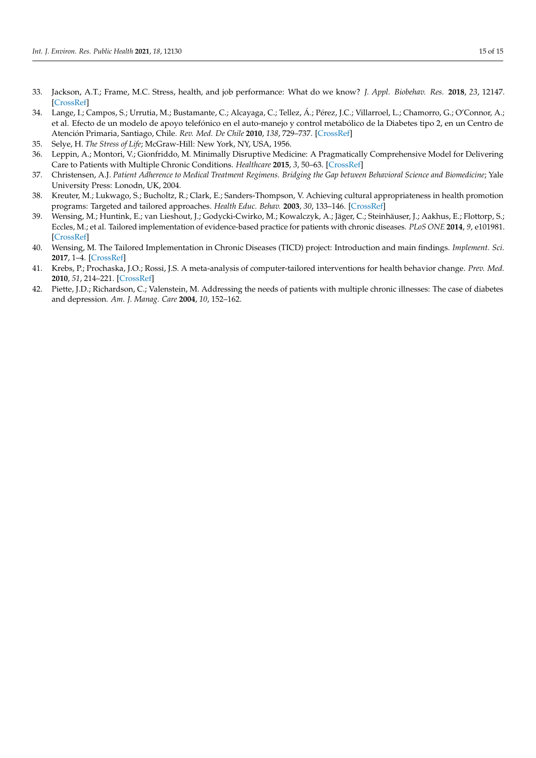33. Jackson, A.T.; Frame, M.C. Stress, health, and job performance: What do we know? *J. Appl. Biobehav. Res.* **2018**, *23*, 12147. [CrossRef]
34. Lange, I.; Campos, S.; Urrutia, M.; Bustamante, C.; Alcayaga, C.; Tellez, Á.; Pérez, J.C.; Villarroel, L.; Chamorro, G.; O'Connor, A.; et al. Efecto de un modelo de apoyo telefónico en el auto-manejo y control metabólico de la Diabetes tipo 2, en un Centro de Atención Primaria, Santiago, Chile. *Rev. Med. De Chile* **2010**, *138*, 729–737. [CrossRef]
35. Selye, H. *The Stress of Life*; McGraw-Hill: New York, NY, USA, 1956.
36. Leppin, A.; Montori, V.; Gionfriddo, M. Minimally Disruptive Medicine: A Pragmatically Comprehensive Model for Delivering Care to Patients with Multiple Chronic Conditions. *Healthcare* **2015**, *3*, 50–63. [CrossRef]
37. Christensen, A.J. *Patient Adherence to Medical Treatment Regimens. Bridging the Gap between Behavioral Science and Biomedicine*; Yale University Press: Lonodn, UK, 2004.
38. Kreuter, M.; Lukwago, S.; Bucholtz, R.; Clark, E.; Sanders-Thompson, V. Achieving cultural appropriateness in health promotion programs: Targeted and tailored approaches. *Health Educ. Behav.* **2003**, *30*, 133–146. [CrossRef]
39. Wensing, M.; Huntink, E.; van Lieshout, J.; Godycki-Cwirko, M.; Kowalczyk, A.; Jäger, C.; Steinhäuser, J.; Aakhus, E.; Flottorp, S.; Eccles, M.; et al. Tailored implementation of evidence-based practice for patients with chronic diseases. *PLoS ONE* **2014**, *9*, e101981. [CrossRef]
40. Wensing, M. The Tailored Implementation in Chronic Diseases (TICD) project: Introduction and main findings. *Implement. Sci.* **2017**, 1–4. [CrossRef]
41. Krebs, P.; Prochaska, J.O.; Rossi, J.S. A meta-analysis of computer-tailored interventions for health behavior change. *Prev. Med.* **2010**, *51*, 214–221. [CrossRef]
42. Piette, J.D.; Richardson, C.; Valenstein, M. Addressing the needs of patients with multiple chronic illnesses: The case of diabetes and depression. *Am. J. Manag. Care* **2004**, *10*, 152–162.